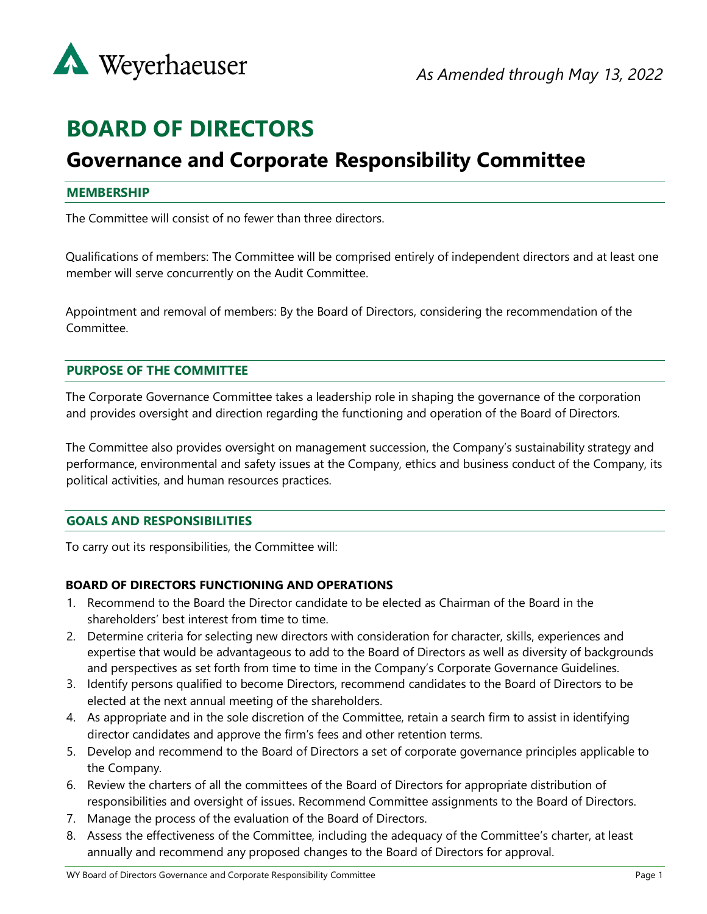*As Amended through May 13, 2022*

# BOARD OF DIRECTORS

## Governance and Corporate Responsibility Committee

### MEMBERSHIP

The Committee will consist of no fewer than three directors.

Qualifications of members: The Committee will be comprised entirely of independent directors and at least one member will serve concurrently on the Audit Committee.

Appointment and removal of members: By the Board of Directors, considering the recommendation of the Committee.

### PURPOSE OF THE COMMITTEE

The Corporate Governance Committee takes a leadership role in shaping the governance of the corporation and provides oversight and direction regarding the functioning and operation of the Board of Directors.

The Committee also provides oversight on management succession, the Company's sustainability strategy and performance, environmental and safety issues at the Company, ethics and business conduct of the Company, its political activities, and human resources practices.

### GOALS AND RESPONSIBILITIES

To carry out its responsibilities, the Committee will:

**BOARD OF DIRECTORS FUNCTIONING AND OPERATIONS**

1. Recommend to the Board the Director candidate to be elected as Chairman of the Board in the shareholders' best interest from time to time.
2. Determine criteria for selecting new directors with consideration for character, skills, experiences and expertise that would be advantageous to add to the Board of Directors as well as diversity of backgrounds and perspectives as set forth from time to time in the Company's Corporate Governance Guidelines.
3. Identify persons qualified to become Directors, recommend candidates to the Board of Directors to be elected at the next annual meeting of the shareholders.
4. As appropriate and in the sole discretion of the Committee, retain a search firm to assist in identifying director candidates and approve the firm's fees and other retention terms.
5. Develop and recommend to the Board of Directors a set of corporate governance principles applicable to the Company.
6. Review the charters of all the committees of the Board of Directors for appropriate distribution of responsibilities and oversight of issues. Recommend Committee assignments to the Board of Directors.
7. Manage the process of the evaluation of the Board of Directors.
8. Assess the effectiveness of the Committee, including the adequacy of the Committee's charter, at least annually and recommend any proposed changes to the Board of Directors for approval.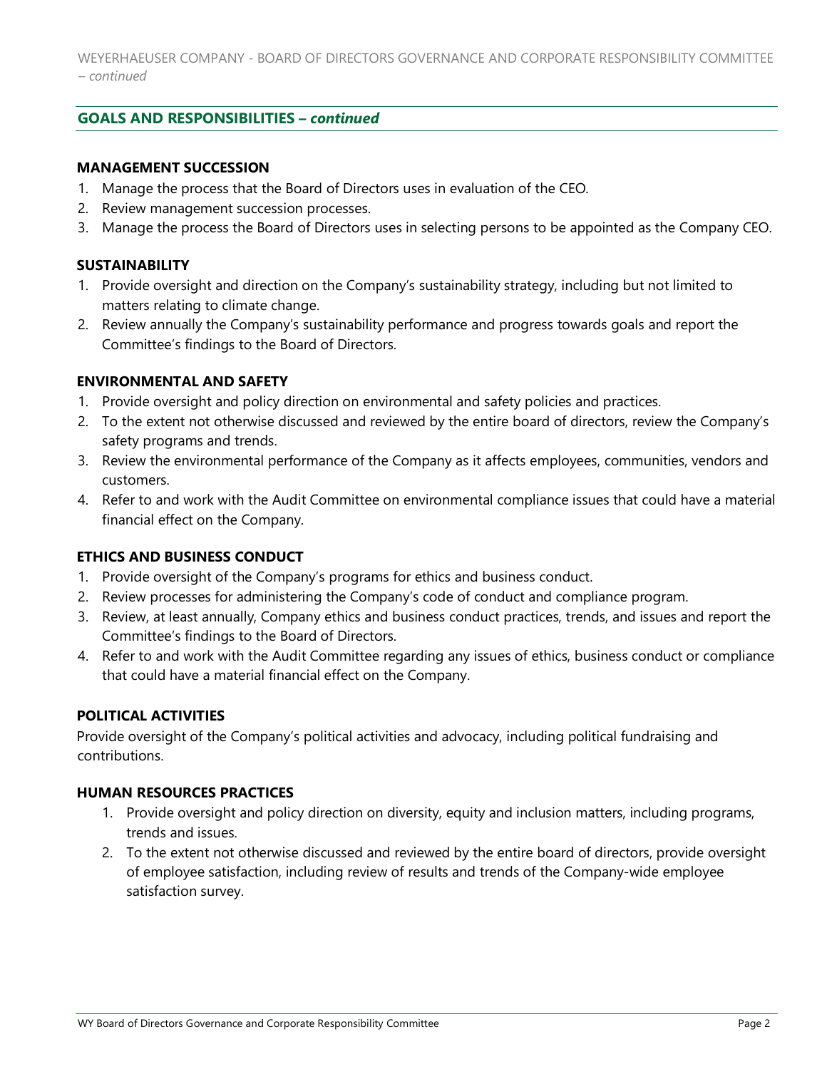## GOALS AND RESPONSIBILITIES – *continued*

### MANAGEMENT SUCCESSION

1. Manage the process that the Board of Directors uses in evaluation of the CEO.
2. Review management succession processes.
3. Manage the process the Board of Directors uses in selecting persons to be appointed as the Company CEO.

### SUSTAINABILITY

1. Provide oversight and direction on the Company's sustainability strategy, including but not limited to matters relating to climate change.
2. Review annually the Company's sustainability performance and progress towards goals and report the Committee's findings to the Board of Directors.

### ENVIRONMENTAL AND SAFETY

1. Provide oversight and policy direction on environmental and safety policies and practices.
2. To the extent not otherwise discussed and reviewed by the entire board of directors, review the Company's safety programs and trends.
3. Review the environmental performance of the Company as it affects employees, communities, vendors and customers.
4. Refer to and work with the Audit Committee on environmental compliance issues that could have a material financial effect on the Company.

### ETHICS AND BUSINESS CONDUCT

1. Provide oversight of the Company's programs for ethics and business conduct.
2. Review processes for administering the Company's code of conduct and compliance program.
3. Review, at least annually, Company ethics and business conduct practices, trends, and issues and report the Committee's findings to the Board of Directors.
4. Refer to and work with the Audit Committee regarding any issues of ethics, business conduct or compliance that could have a material financial effect on the Company.

### POLITICAL ACTIVITIES

Provide oversight of the Company's political activities and advocacy, including political fundraising and contributions.

### HUMAN RESOURCES PRACTICES

1. Provide oversight and policy direction on diversity, equity and inclusion matters, including programs, trends and issues.
2. To the extent not otherwise discussed and reviewed by the entire board of directors, provide oversight of employee satisfaction, including review of results and trends of the Company-wide employee satisfaction survey.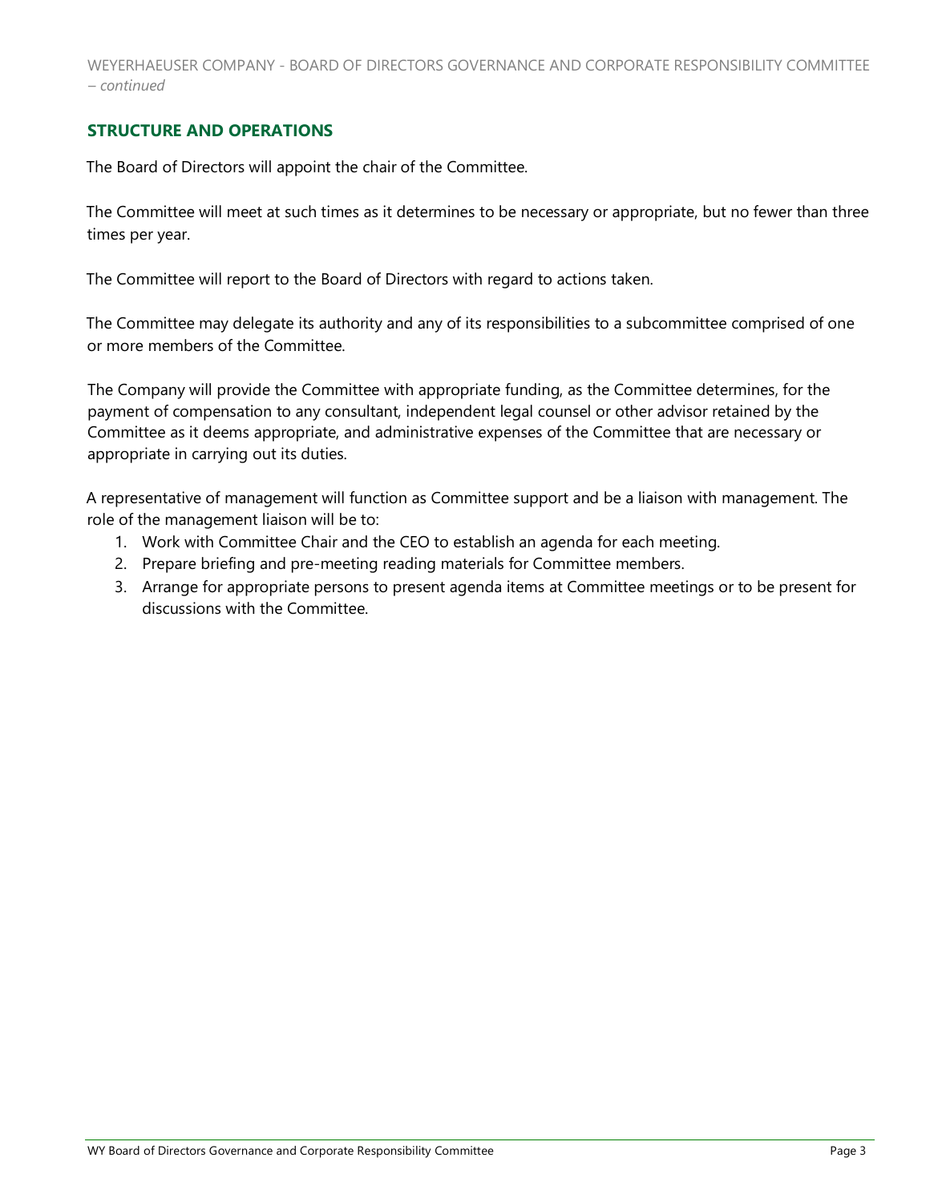## STRUCTURE AND OPERATIONS

The Board of Directors will appoint the chair of the Committee.

The Committee will meet at such times as it determines to be necessary or appropriate, but no fewer than three times per year.

The Committee will report to the Board of Directors with regard to actions taken.

The Committee may delegate its authority and any of its responsibilities to a subcommittee comprised of one or more members of the Committee.

The Company will provide the Committee with appropriate funding, as the Committee determines, for the payment of compensation to any consultant, independent legal counsel or other advisor retained by the Committee as it deems appropriate, and administrative expenses of the Committee that are necessary or appropriate in carrying out its duties.

A representative of management will function as Committee support and be a liaison with management. The role of the management liaison will be to:

1. Work with Committee Chair and the CEO to establish an agenda for each meeting.
2. Prepare briefing and pre-meeting reading materials for Committee members.
3. Arrange for appropriate persons to present agenda items at Committee meetings or to be present for discussions with the Committee.